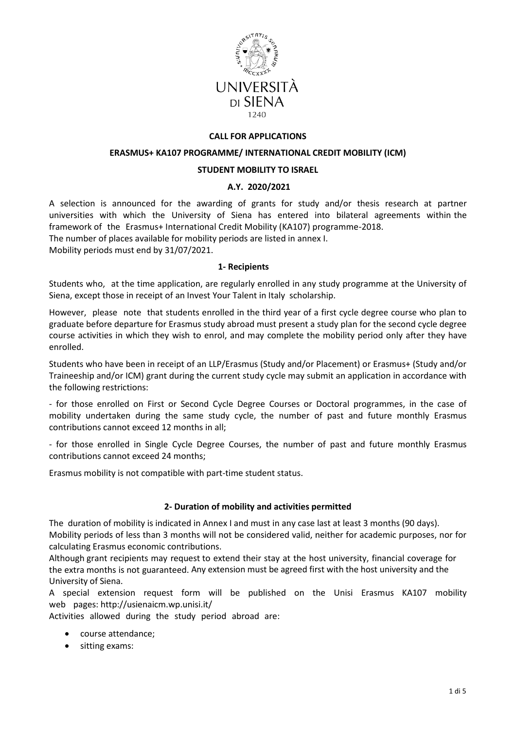UNIVERSITÀ DI SIENA 1240

**CALL FOR APPLICATIONS**

**ERASMUS+ KA107 PROGRAMME/ INTERNATIONAL CREDIT MOBILITY (ICM)**

**STUDENT MOBILITY TO ISRAEL**

**A.Y. 2020/2021**

A selection is announced for the awarding of grants for study and/or thesis research at partner universities with which the University of Siena has entered into bilateral agreements within the framework of the Erasmus+ International Credit Mobility (KA107) programme-2018.
The number of places available for mobility periods are listed in annex I.
Mobility periods must end by 31/07/2021.

## 1- Recipients

Students who, at the time application, are regularly enrolled in any study programme at the University of Siena, except those in receipt of an Invest Your Talent in Italy scholarship.

However, please note that students enrolled in the third year of a first cycle degree course who plan to graduate before departure for Erasmus study abroad must present a study plan for the second cycle degree course activities in which they wish to enrol, and may complete the mobility period only after they have enrolled.

Students who have been in receipt of an LLP/Erasmus (Study and/or Placement) or Erasmus+ (Study and/or Traineeship and/or ICM) grant during the current study cycle may submit an application in accordance with the following restrictions:

- for those enrolled on First or Second Cycle Degree Courses or Doctoral programmes, in the case of mobility undertaken during the same study cycle, the number of past and future monthly Erasmus contributions cannot exceed 12 months in all;

- for those enrolled in Single Cycle Degree Courses, the number of past and future monthly Erasmus contributions cannot exceed 24 months;

Erasmus mobility is not compatible with part-time student status.

## 2- Duration of mobility and activities permitted

The duration of mobility is indicated in Annex I and must in any case last at least 3 months (90 days).
Mobility periods of less than 3 months will not be considered valid, neither for academic purposes, nor for calculating Erasmus economic contributions.
Although grant recipients may request to extend their stay at the host university, financial coverage for the extra months is not guaranteed. Any extension must be agreed first with the host university and the University of Siena.
A special extension request form will be published on the Unisi Erasmus KA107 mobility web pages: http://usienaicm.wp.unisi.it/
Activities allowed during the study period abroad are:

- course attendance;
- sitting exams: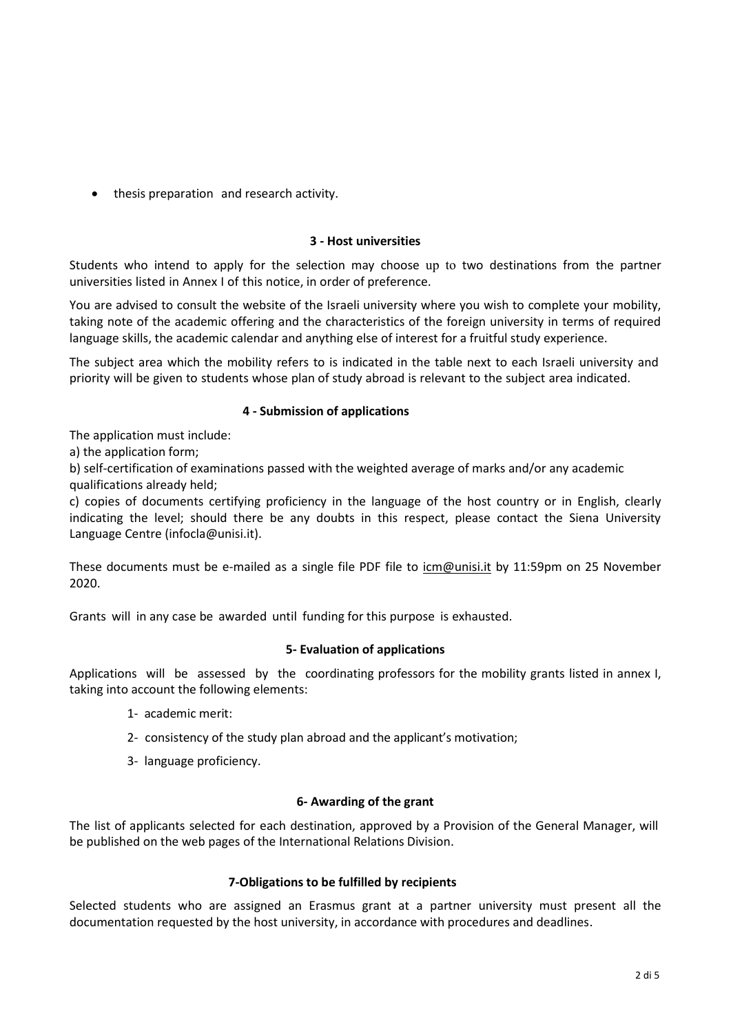- thesis preparation and research activity.

### 3 - Host universities

Students who intend to apply for the selection may choose up to two destinations from the partner universities listed in Annex I of this notice, in order of preference.

You are advised to consult the website of the Israeli university where you wish to complete your mobility, taking note of the academic offering and the characteristics of the foreign university in terms of required language skills, the academic calendar and anything else of interest for a fruitful study experience.

The subject area which the mobility refers to is indicated in the table next to each Israeli university and priority will be given to students whose plan of study abroad is relevant to the subject area indicated.

### 4 - Submission of applications

The application must include:

a) the application form;

b) self-certification of examinations passed with the weighted average of marks and/or any academic qualifications already held;

c) copies of documents certifying proficiency in the language of the host country or in English, clearly indicating the level; should there be any doubts in this respect, please contact the Siena University Language Centre (infocla@unisi.it).

These documents must be e-mailed as a single file PDF file to icm@unisi.it by 11:59pm on 25 November 2020.

Grants will in any case be awarded until funding for this purpose is exhausted.

### 5- Evaluation of applications

Applications will be assessed by the coordinating professors for the mobility grants listed in annex I, taking into account the following elements:

1- academic merit:

2- consistency of the study plan abroad and the applicant's motivation;

3- language proficiency.

### 6- Awarding of the grant

The list of applicants selected for each destination, approved by a Provision of the General Manager, will be published on the web pages of the International Relations Division.

### 7-Obligations to be fulfilled by recipients

Selected students who are assigned an Erasmus grant at a partner university must present all the documentation requested by the host university, in accordance with procedures and deadlines.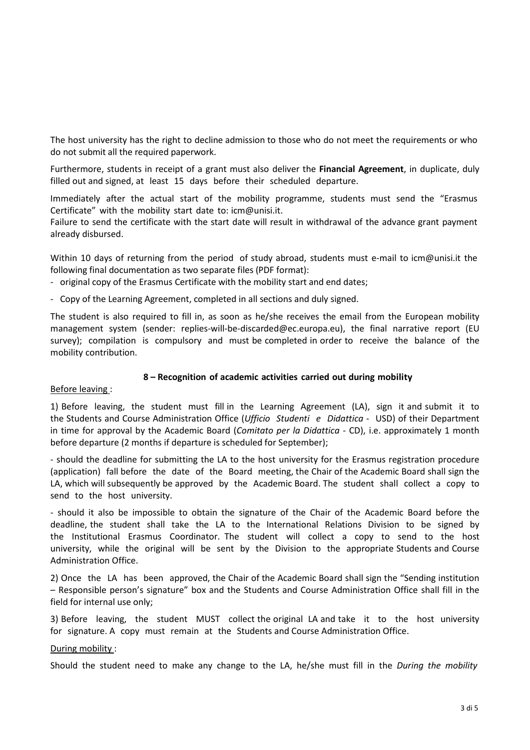The host university has the right to decline admission to those who do not meet the requirements or who do not submit all the required paperwork.

Furthermore, students in receipt of a grant must also deliver the **Financial Agreement**, in duplicate, duly filled out and signed, at least 15 days before their scheduled departure.

Immediately after the actual start of the mobility programme, students must send the "Erasmus Certificate" with the mobility start date to: icm@unisi.it.
Failure to send the certificate with the start date will result in withdrawal of the advance grant payment already disbursed.

Within 10 days of returning from the period of study abroad, students must e-mail to icm@unisi.it the following final documentation as two separate files (PDF format):

- original copy of the Erasmus Certificate with the mobility start and end dates;
- Copy of the Learning Agreement, completed in all sections and duly signed.

The student is also required to fill in, as soon as he/she receives the email from the European mobility management system (sender: replies-will-be-discarded@ec.europa.eu), the final narrative report (EU survey); compilation is compulsory and must be completed in order to receive the balance of the mobility contribution.

## 8 – Recognition of academic activities carried out during mobility

Before leaving :

1) Before leaving, the student must fill in the Learning Agreement (LA), sign it and submit it to the Students and Course Administration Office (*Ufficio Studenti e Didattica* - USD) of their Department in time for approval by the Academic Board (*Comitato per la Didattica* - CD), i.e. approximately 1 month before departure (2 months if departure is scheduled for September);

- should the deadline for submitting the LA to the host university for the Erasmus registration procedure (application) fall before the date of the Board meeting, the Chair of the Academic Board shall sign the LA, which will subsequently be approved by the Academic Board. The student shall collect a copy to send to the host university.

- should it also be impossible to obtain the signature of the Chair of the Academic Board before the deadline, the student shall take the LA to the International Relations Division to be signed by the Institutional Erasmus Coordinator. The student will collect a copy to send to the host university, while the original will be sent by the Division to the appropriate Students and Course Administration Office.

2) Once the LA has been approved, the Chair of the Academic Board shall sign the "Sending institution – Responsible person's signature" box and the Students and Course Administration Office shall fill in the field for internal use only;

3) Before leaving, the student MUST collect the original LA and take it to the host university for signature. A copy must remain at the Students and Course Administration Office.

During mobility :

Should the student need to make any change to the LA, he/she must fill in the *During the mobility*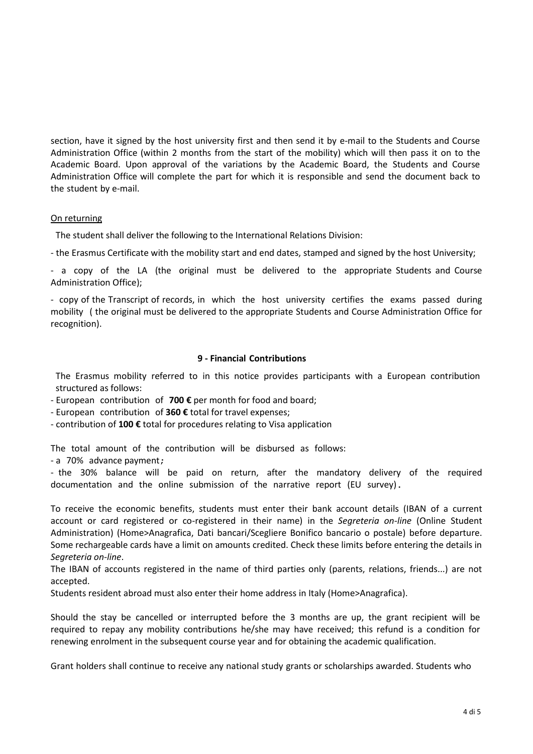section, have it signed by the host university first and then send it by e-mail to the Students and Course Administration Office (within 2 months from the start of the mobility) which will then pass it on to the Academic Board. Upon approval of the variations by the Academic Board, the Students and Course Administration Office will complete the part for which it is responsible and send the document back to the student by e-mail.

<u>On returning</u>

The student shall deliver the following to the International Relations Division:

- the Erasmus Certificate with the mobility start and end dates, stamped and signed by the host University;

- a copy of the LA (the original must be delivered to the appropriate Students and Course Administration Office);

- copy of the Transcript of records, in which the host university certifies the exams passed during mobility ( the original must be delivered to the appropriate Students and Course Administration Office for recognition).

### 9 - Financial Contributions

The Erasmus mobility referred to in this notice provides participants with a European contribution structured as follows:

- European contribution of **700 €** per month for food and board;
- European contribution of **360 €** total for travel expenses;
- contribution of **100 €** total for procedures relating to Visa application

The total amount of the contribution will be disbursed as follows:

- a 70% advance payment;
- the 30% balance will be paid on return, after the mandatory delivery of the required documentation and the online submission of the narrative report (EU survey).

To receive the economic benefits, students must enter their bank account details (IBAN of a current account or card registered or co-registered in their name) in the *Segreteria on-line* (Online Student Administration) (Home>Anagrafica, Dati bancari/Scegliere Bonifico bancario o postale) before departure. Some rechargeable cards have a limit on amounts credited. Check these limits before entering the details in *Segreteria on-line*.

The IBAN of accounts registered in the name of third parties only (parents, relations, friends...) are not accepted.

Students resident abroad must also enter their home address in Italy (Home>Anagrafica).

Should the stay be cancelled or interrupted before the 3 months are up, the grant recipient will be required to repay any mobility contributions he/she may have received; this refund is a condition for renewing enrolment in the subsequent course year and for obtaining the academic qualification.

Grant holders shall continue to receive any national study grants or scholarships awarded. Students who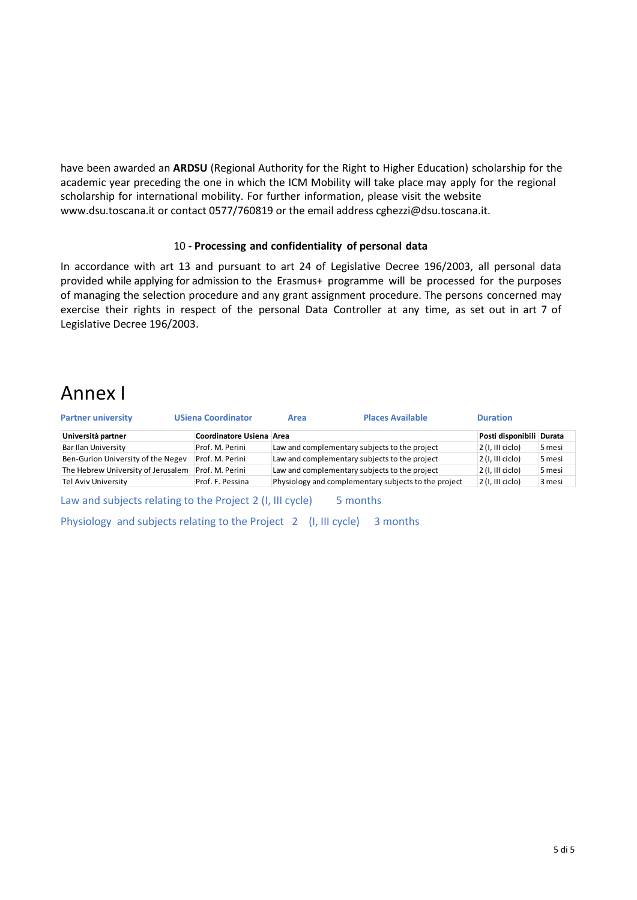have been awarded an **ARDSU** (Regional Authority for the Right to Higher Education) scholarship for the academic year preceding the one in which the ICM Mobility will take place may apply for the regional scholarship for international mobility. For further information, please visit the website www.dsu.toscana.it or contact 0577/760819 or the email address cghezzi@dsu.toscana.it.

### 10 - **Processing and confidentiality of personal data**

In accordance with art 13 and pursuant to art 24 of Legislative Decree 196/2003, all personal data provided while applying for admission to the Erasmus+ programme will be processed for the purposes of managing the selection procedure and any grant assignment procedure. The persons concerned may exercise their rights in respect of the personal Data Controller at any time, as set out in art 7 of Legislative Decree 196/2003.

# Annex I

| Partner university / Università partner | USiena Coordinator / Coordinatore Usiena | Area | Places Available / Posti disponibili | Duration / Durata |
|---|---|---|---|---|
| Bar Ilan University | Prof. M. Perini | Law and complementary subjects to the project | 2 (I, III ciclo) | 5 mesi |
| Ben-Gurion University of the Negev | Prof. M. Perini | Law and complementary subjects to the project | 2 (I, III ciclo) | 5 mesi |
| The Hebrew University of Jerusalem | Prof. M. Perini | Law and complementary subjects to the project | 2 (I, III ciclo) | 5 mesi |
| Tel Aviv University | Prof. F. Pessina | Physiology and complementary subjects to the project | 2 (I, III ciclo) | 3 mesi |

Law and subjects relating to the Project 2 (I, III cycle) 5 months

Physiology and subjects relating to the Project 2 (I, III cycle) 3 months